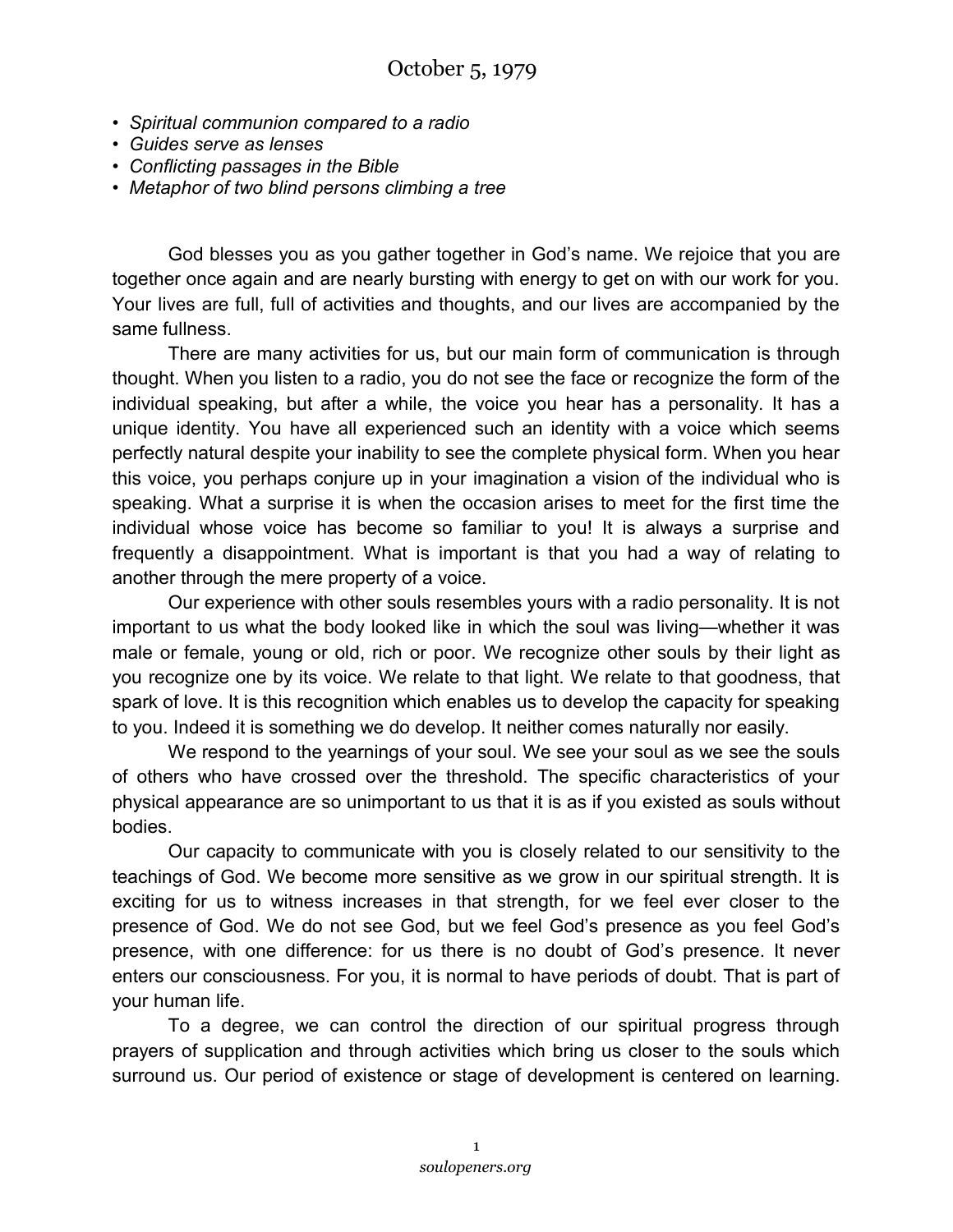# October 5, 1979

- *Spiritual communion compared to a radio*
- *Guides serve as lenses*
- *Conflicting passages in the Bible*
- *Metaphor of two blind persons climbing a tree*

God blesses you as you gather together in God's name. We rejoice that you are together once again and are nearly bursting with energy to get on with our work for you. Your lives are full, full of activities and thoughts, and our lives are accompanied by the same fullness.

There are many activities for us, but our main form of communication is through thought. When you listen to a radio, you do not see the face or recognize the form of the individual speaking, but after a while, the voice you hear has a personality. It has a unique identity. You have all experienced such an identity with a voice which seems perfectly natural despite your inability to see the complete physical form. When you hear this voice, you perhaps conjure up in your imagination a vision of the individual who is speaking. What a surprise it is when the occasion arises to meet for the first time the individual whose voice has become so familiar to you! It is always a surprise and frequently a disappointment. What is important is that you had a way of relating to another through the mere property of a voice.

Our experience with other souls resembles yours with a radio personality. It is not important to us what the body looked like in which the soul was living—whether it was male or female, young or old, rich or poor. We recognize other souls by their light as you recognize one by its voice. We relate to that light. We relate to that goodness, that spark of love. It is this recognition which enables us to develop the capacity for speaking to you. Indeed it is something we do develop. It neither comes naturally nor easily.

We respond to the yearnings of your soul. We see your soul as we see the souls of others who have crossed over the threshold. The specific characteristics of your physical appearance are so unimportant to us that it is as if you existed as souls without bodies.

Our capacity to communicate with you is closely related to our sensitivity to the teachings of God. We become more sensitive as we grow in our spiritual strength. It is exciting for us to witness increases in that strength, for we feel ever closer to the presence of God. We do not see God, but we feel God's presence as you feel God's presence, with one difference: for us there is no doubt of God's presence. It never enters our consciousness. For you, it is normal to have periods of doubt. That is part of your human life.

To a degree, we can control the direction of our spiritual progress through prayers of supplication and through activities which bring us closer to the souls which surround us. Our period of existence or stage of development is centered on learning.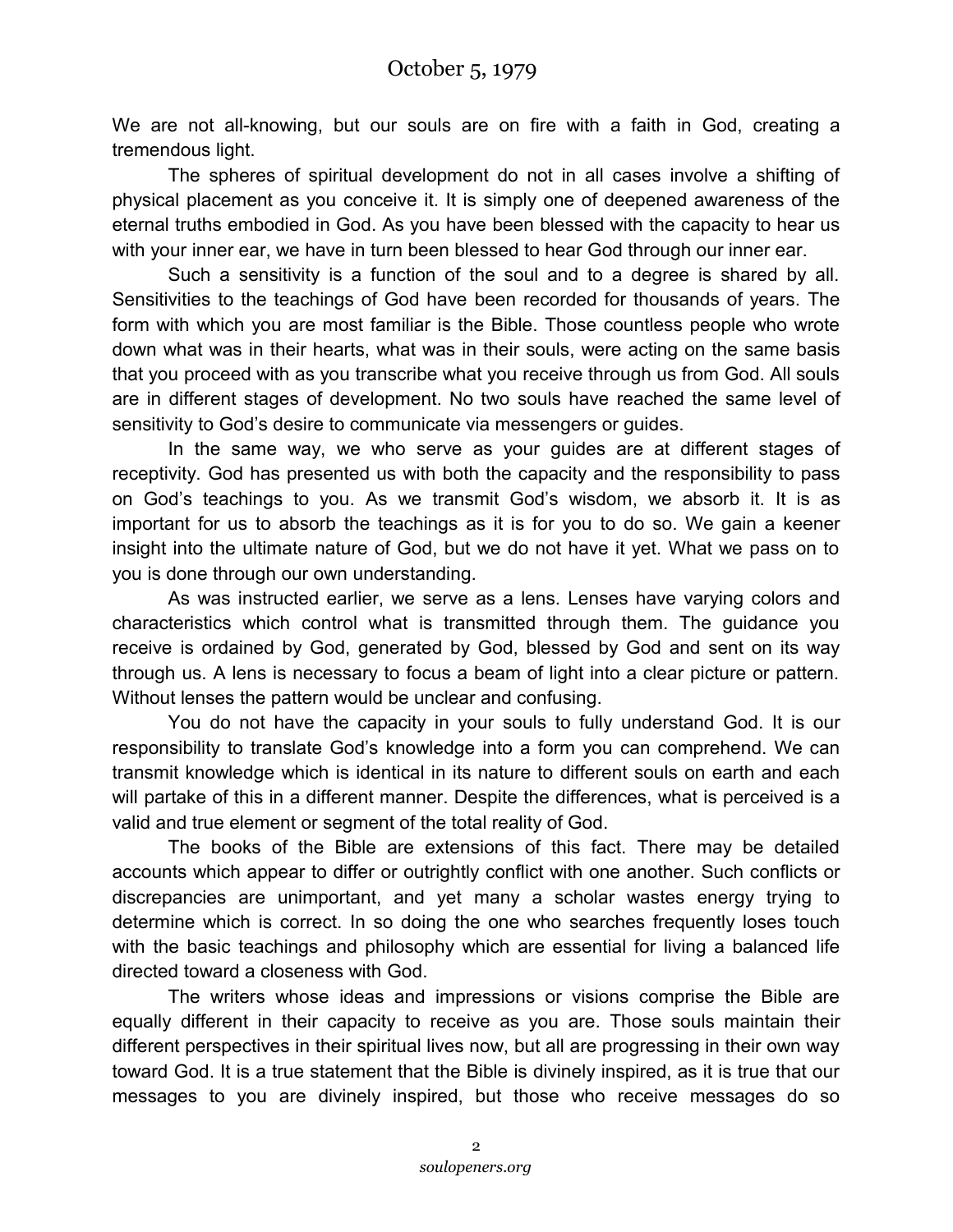We are not all-knowing, but our souls are on fire with a faith in God, creating a tremendous light.

The spheres of spiritual development do not in all cases involve a shifting of physical placement as you conceive it. It is simply one of deepened awareness of the eternal truths embodied in God. As you have been blessed with the capacity to hear us with your inner ear, we have in turn been blessed to hear God through our inner ear.

Such a sensitivity is a function of the soul and to a degree is shared by all. Sensitivities to the teachings of God have been recorded for thousands of years. The form with which you are most familiar is the Bible. Those countless people who wrote down what was in their hearts, what was in their souls, were acting on the same basis that you proceed with as you transcribe what you receive through us from God. All souls are in different stages of development. No two souls have reached the same level of sensitivity to God's desire to communicate via messengers or guides.

In the same way, we who serve as your guides are at different stages of receptivity. God has presented us with both the capacity and the responsibility to pass on God's teachings to you. As we transmit God's wisdom, we absorb it. It is as important for us to absorb the teachings as it is for you to do so. We gain a keener insight into the ultimate nature of God, but we do not have it yet. What we pass on to you is done through our own understanding.

As was instructed earlier, we serve as a lens. Lenses have varying colors and characteristics which control what is transmitted through them. The guidance you receive is ordained by God, generated by God, blessed by God and sent on its way through us. A lens is necessary to focus a beam of light into a clear picture or pattern. Without lenses the pattern would be unclear and confusing.

You do not have the capacity in your souls to fully understand God. It is our responsibility to translate God's knowledge into a form you can comprehend. We can transmit knowledge which is identical in its nature to different souls on earth and each will partake of this in a different manner. Despite the differences, what is perceived is a valid and true element or segment of the total reality of God.

The books of the Bible are extensions of this fact. There may be detailed accounts which appear to differ or outrightly conflict with one another. Such conflicts or discrepancies are unimportant, and yet many a scholar wastes energy trying to determine which is correct. In so doing the one who searches frequently loses touch with the basic teachings and philosophy which are essential for living a balanced life directed toward a closeness with God.

The writers whose ideas and impressions or visions comprise the Bible are equally different in their capacity to receive as you are. Those souls maintain their different perspectives in their spiritual lives now, but all are progressing in their own way toward God. It is a true statement that the Bible is divinely inspired, as it is true that our messages to you are divinely inspired, but those who receive messages do so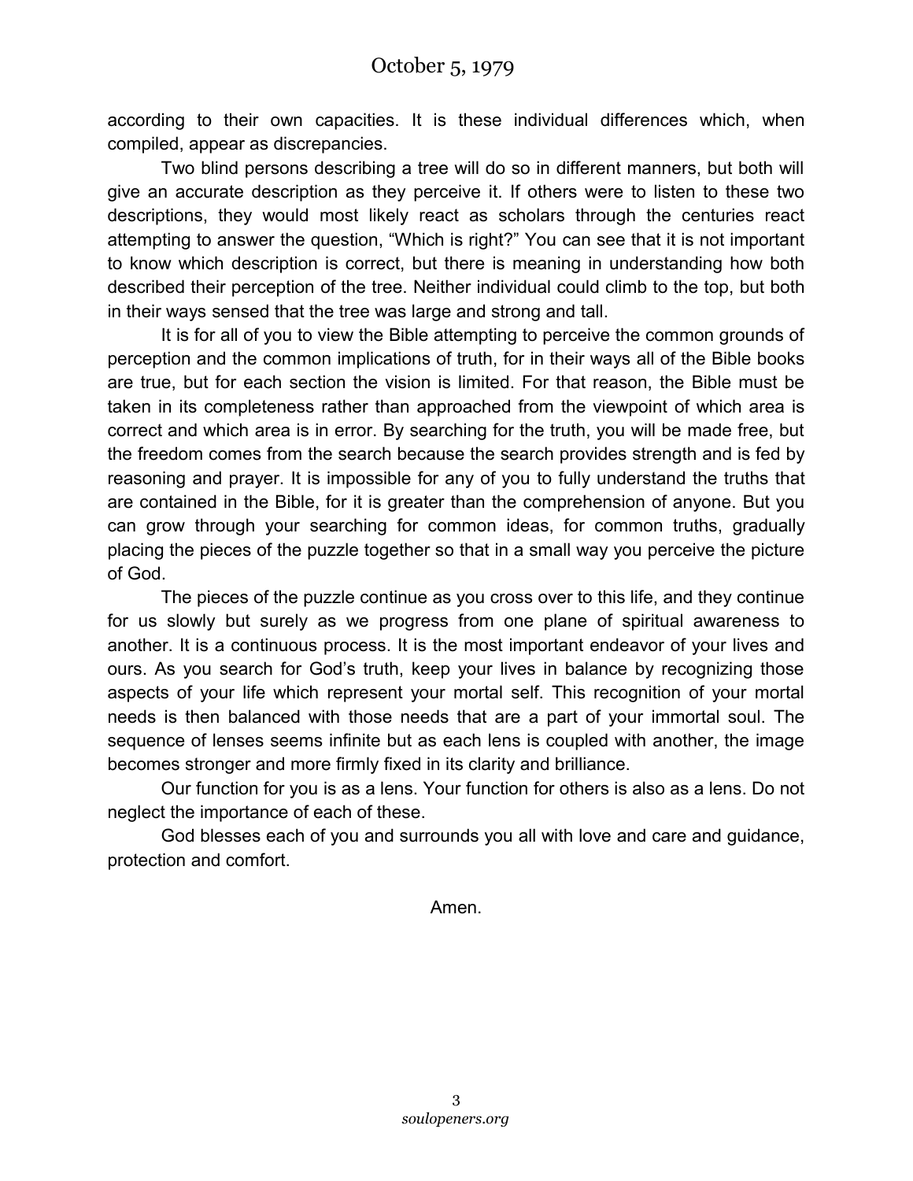according to their own capacities. It is these individual differences which, when compiled, appear as discrepancies.

Two blind persons describing a tree will do so in different manners, but both will give an accurate description as they perceive it. If others were to listen to these two descriptions, they would most likely react as scholars through the centuries react attempting to answer the question, “Which is right?” You can see that it is not important to know which description is correct, but there is meaning in understanding how both described their perception of the tree. Neither individual could climb to the top, but both in their ways sensed that the tree was large and strong and tall.

It is for all of you to view the Bible attempting to perceive the common grounds of perception and the common implications of truth, for in their ways all of the Bible books are true, but for each section the vision is limited. For that reason, the Bible must be taken in its completeness rather than approached from the viewpoint of which area is correct and which area is in error. By searching for the truth, you will be made free, but the freedom comes from the search because the search provides strength and is fed by reasoning and prayer. It is impossible for any of you to fully understand the truths that are contained in the Bible, for it is greater than the comprehension of anyone. But you can grow through your searching for common ideas, for common truths, gradually placing the pieces of the puzzle together so that in a small way you perceive the picture of God.

The pieces of the puzzle continue as you cross over to this life, and they continue for us slowly but surely as we progress from one plane of spiritual awareness to another. It is a continuous process. It is the most important endeavor of your lives and ours. As you search for God’s truth, keep your lives in balance by recognizing those aspects of your life which represent your mortal self. This recognition of your mortal needs is then balanced with those needs that are a part of your immortal soul. The sequence of lenses seems infinite but as each lens is coupled with another, the image becomes stronger and more firmly fixed in its clarity and brilliance.

Our function for you is as a lens. Your function for others is also as a lens. Do not neglect the importance of each of these.

God blesses each of you and surrounds you all with love and care and guidance, protection and comfort.

Amen.